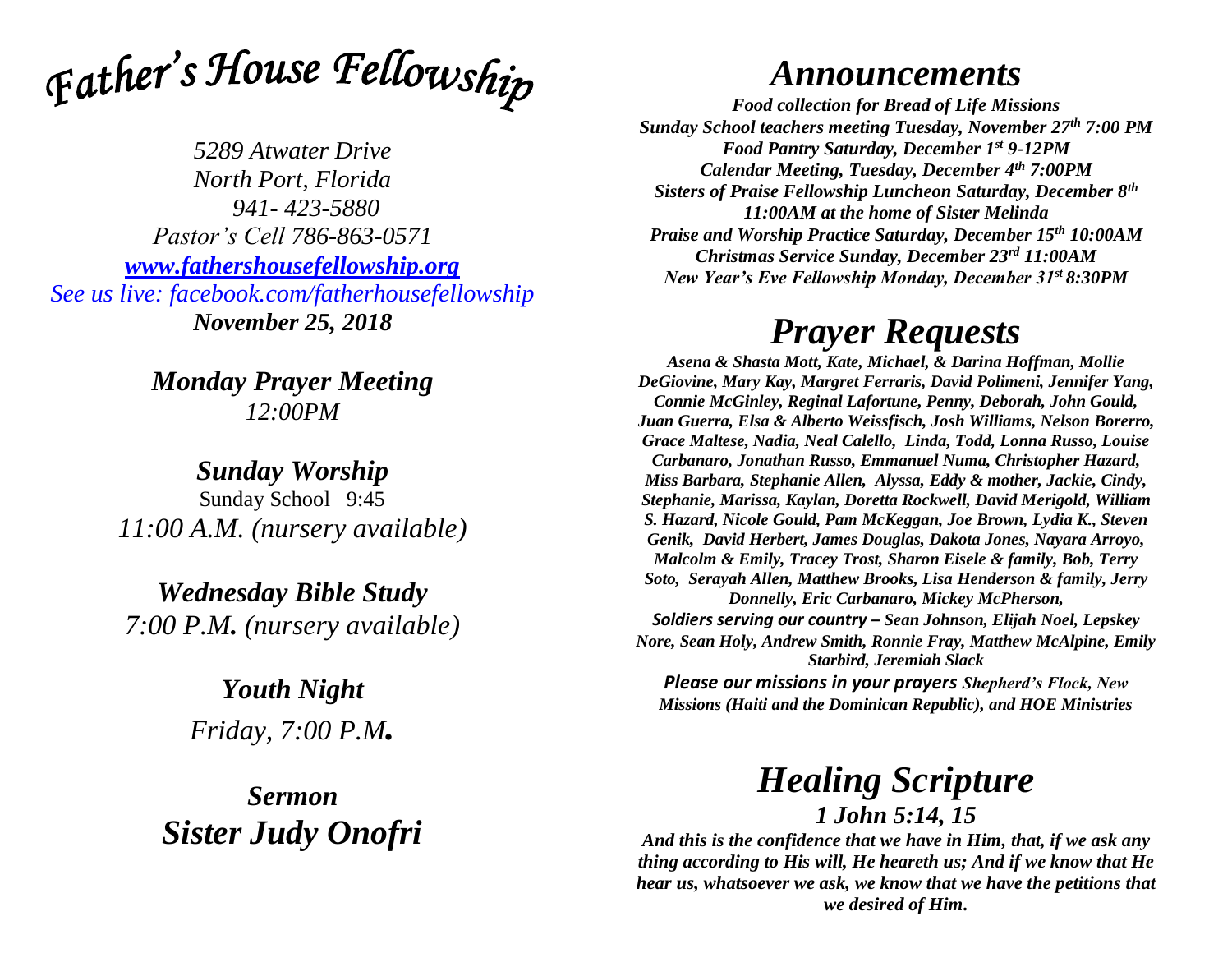# *Father's House Fellowship*

*5289 Atwater Drive*
*North Port, Florida*
*941- 423-5880*
*Pastor's Cell 786-863-0571*
*[www.fathershousefellowship.org](http://www.fathershousefellowship.org)*
*See us live: facebook.com/fatherhousefellowship*
***November 25, 2018***

***Monday Prayer Meeting***
*12:00PM*

***Sunday Worship***
Sunday School 9:45
*11:00 A.M. (nursery available)*

***Wednesday Bible Study***
*7:00 P.M. (nursery available)*

***Youth Night***
*Friday, 7:00 P.M.*

***Sermon***
***Sister Judy Onofri***

## *Announcements*

***Food collection for Bread of Life Missions***
***Sunday School teachers meeting Tuesday, November 27th 7:00 PM***
***Food Pantry Saturday, December 1st 9-12PM***
***Calendar Meeting, Tuesday, December 4th 7:00PM***
***Sisters of Praise Fellowship Luncheon Saturday, December 8th 11:00AM at the home of Sister Melinda***
***Praise and Worship Practice Saturday, December 15th 10:00AM***
***Christmas Service Sunday, December 23rd 11:00AM***
***New Year's Eve Fellowship Monday, December 31st 8:30PM***

## *Prayer Requests*

***Asena & Shasta Mott, Kate, Michael, & Darina Hoffman, Mollie DeGiovine, Mary Kay, Margret Ferraris, David Polimeni, Jennifer Yang, Connie McGinley, Reginal Lafortune, Penny, Deborah, John Gould, Juan Guerra, Elsa & Alberto Weissfisch, Josh Williams, Nelson Borerro, Grace Maltese, Nadia, Neal Calello, Linda, Todd, Lonna Russo, Louise Carbanaro, Jonathan Russo, Emmanuel Numa, Christopher Hazard, Miss Barbara, Stephanie Allen, Alyssa, Eddy & mother, Jackie, Cindy, Stephanie, Marissa, Kaylan, Doretta Rockwell, David Merigold, William S. Hazard, Nicole Gould, Pam McKeggan, Joe Brown, Lydia K., Steven Genik, David Herbert, James Douglas, Dakota Jones, Nayara Arroyo, Malcolm & Emily, Tracey Trost, Sharon Eisele & family, Bob, Terry Soto, Serayah Allen, Matthew Brooks, Lisa Henderson & family, Jerry Donnelly, Eric Carbanaro, Mickey McPherson,***

***Soldiers serving our country – Sean Johnson, Elijah Noel, Lepskey Nore, Sean Holy, Andrew Smith, Ronnie Fray, Matthew McAlpine, Emily Starbird, Jeremiah Slack***

***Please our missions in your prayers Shepherd's Flock, New Missions (Haiti and the Dominican Republic), and HOE Ministries***

## *Healing Scripture*

### *1 John 5:14, 15*

***And this is the confidence that we have in Him, that, if we ask any thing according to His will, He heareth us; And if we know that He hear us, whatsoever we ask, we know that we have the petitions that we desired of Him.***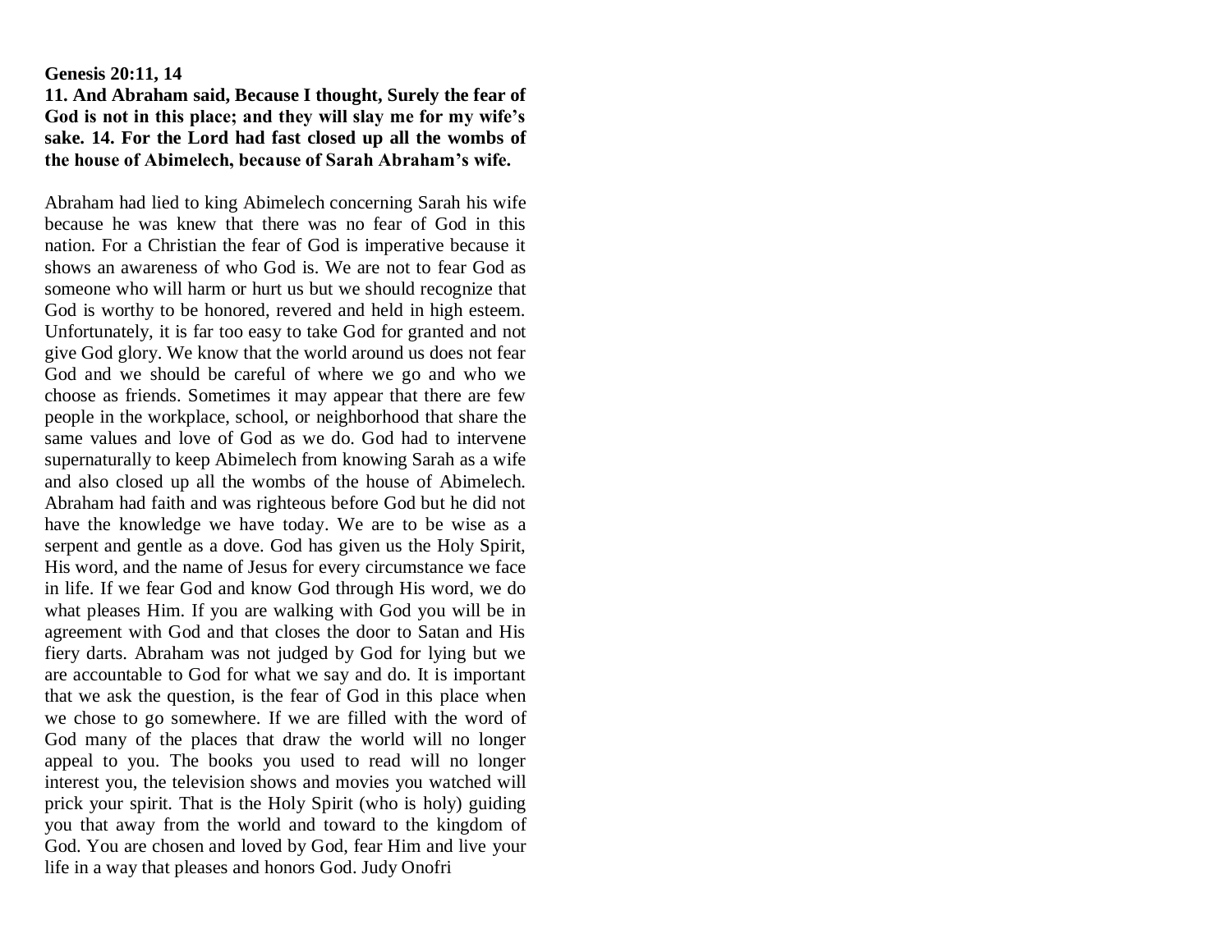**Genesis 20:11, 14**

**11. And Abraham said, Because I thought, Surely the fear of God is not in this place; and they will slay me for my wife's sake. 14. For the Lord had fast closed up all the wombs of the house of Abimelech, because of Sarah Abraham's wife.**

Abraham had lied to king Abimelech concerning Sarah his wife because he was knew that there was no fear of God in this nation. For a Christian the fear of God is imperative because it shows an awareness of who God is. We are not to fear God as someone who will harm or hurt us but we should recognize that God is worthy to be honored, revered and held in high esteem. Unfortunately, it is far too easy to take God for granted and not give God glory. We know that the world around us does not fear God and we should be careful of where we go and who we choose as friends. Sometimes it may appear that there are few people in the workplace, school, or neighborhood that share the same values and love of God as we do. God had to intervene supernaturally to keep Abimelech from knowing Sarah as a wife and also closed up all the wombs of the house of Abimelech. Abraham had faith and was righteous before God but he did not have the knowledge we have today. We are to be wise as a serpent and gentle as a dove. God has given us the Holy Spirit, His word, and the name of Jesus for every circumstance we face in life. If we fear God and know God through His word, we do what pleases Him. If you are walking with God you will be in agreement with God and that closes the door to Satan and His fiery darts. Abraham was not judged by God for lying but we are accountable to God for what we say and do. It is important that we ask the question, is the fear of God in this place when we chose to go somewhere. If we are filled with the word of God many of the places that draw the world will no longer appeal to you. The books you used to read will no longer interest you, the television shows and movies you watched will prick your spirit. That is the Holy Spirit (who is holy) guiding you that away from the world and toward to the kingdom of God. You are chosen and loved by God, fear Him and live your life in a way that pleases and honors God. Judy Onofri